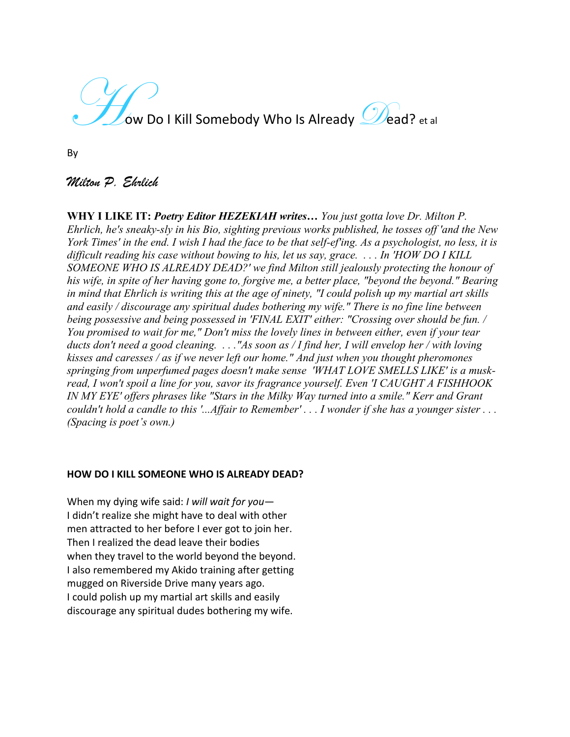# How Do I Kill Somebody Who Is Already Dead? et al

By

*Milton P. Ehrlich*

**WHY I LIKE IT:** ***Poetry Editor HEZEKIAH writes…*** *You just gotta love Dr. Milton P. Ehrlich, he's sneaky-sly in his Bio, sighting previous works published, he tosses off 'and the New York Times' in the end. I wish I had the face to be that self-ef'ing. As a psychologist, no less, it is difficult reading his case without bowing to his, let us say, grace. . . . In 'HOW DO I KILL SOMEONE WHO IS ALREADY DEAD?' we find Milton still jealously protecting the honour of his wife, in spite of her having gone to, forgive me, a better place, "beyond the beyond." Bearing in mind that Ehrlich is writing this at the age of ninety, "I could polish up my martial art skills and easily / discourage any spiritual dudes bothering my wife." There is no fine line between being possessive and being possessed in 'FINAL EXIT' either: "Crossing over should be fun. / You promised to wait for me," Don't miss the lovely lines in between either, even if your tear ducts don't need a good cleaning. . . ."As soon as / I find her, I will envelop her / with loving kisses and caresses / as if we never left our home." And just when you thought pheromones springing from unperfumed pages doesn't make sense 'WHAT LOVE SMELLS LIKE' is a musk-read, I won't spoil a line for you, savor its fragrance yourself. Even 'I CAUGHT A FISHHOOK IN MY EYE' offers phrases like "Stars in the Milky Way turned into a smile." Kerr and Grant couldn't hold a candle to this '...Affair to Remember' . . . I wonder if she has a younger sister . . . (Spacing is poet's own.)*

## HOW DO I KILL SOMEONE WHO IS ALREADY DEAD?

When my dying wife said: *I will wait for you*—
I didn't realize she might have to deal with other
men attracted to her before I ever got to join her.
Then I realized the dead leave their bodies
when they travel to the world beyond the beyond.
I also remembered my Akido training after getting
mugged on Riverside Drive many years ago.
I could polish up my martial art skills and easily
discourage any spiritual dudes bothering my wife.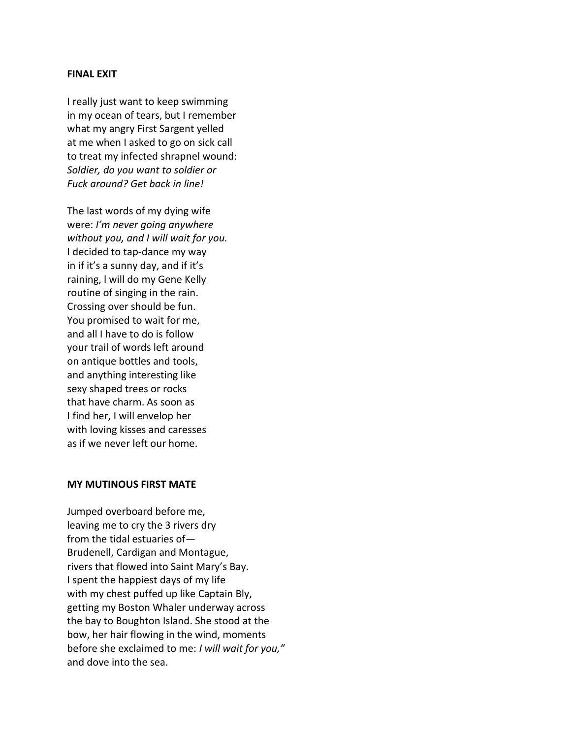**FINAL EXIT**

I really just want to keep swimming
in my ocean of tears, but I remember
what my angry First Sargent yelled
at me when I asked to go on sick call
to treat my infected shrapnel wound:
*Soldier, do you want to soldier or*
*Fuck around? Get back in line!*

The last words of my dying wife
were: *I'm never going anywhere*
*without you, and I will wait for you.*
I decided to tap-dance my way
in if it's a sunny day, and if it's
raining, l will do my Gene Kelly
routine of singing in the rain.
Crossing over should be fun.
You promised to wait for me,
and all I have to do is follow
your trail of words left around
on antique bottles and tools,
and anything interesting like
sexy shaped trees or rocks
that have charm. As soon as
I find her, I will envelop her
with loving kisses and caresses
as if we never left our home.

**MY MUTINOUS FIRST MATE**

Jumped overboard before me,
leaving me to cry the 3 rivers dry
from the tidal estuaries of—
Brudenell, Cardigan and Montague,
rivers that flowed into Saint Mary's Bay.
I spent the happiest days of my life
with my chest puffed up like Captain Bly,
getting my Boston Whaler underway across
the bay to Boughton Island. She stood at the
bow, her hair flowing in the wind, moments
before she exclaimed to me: *I will wait for you,"*
and dove into the sea.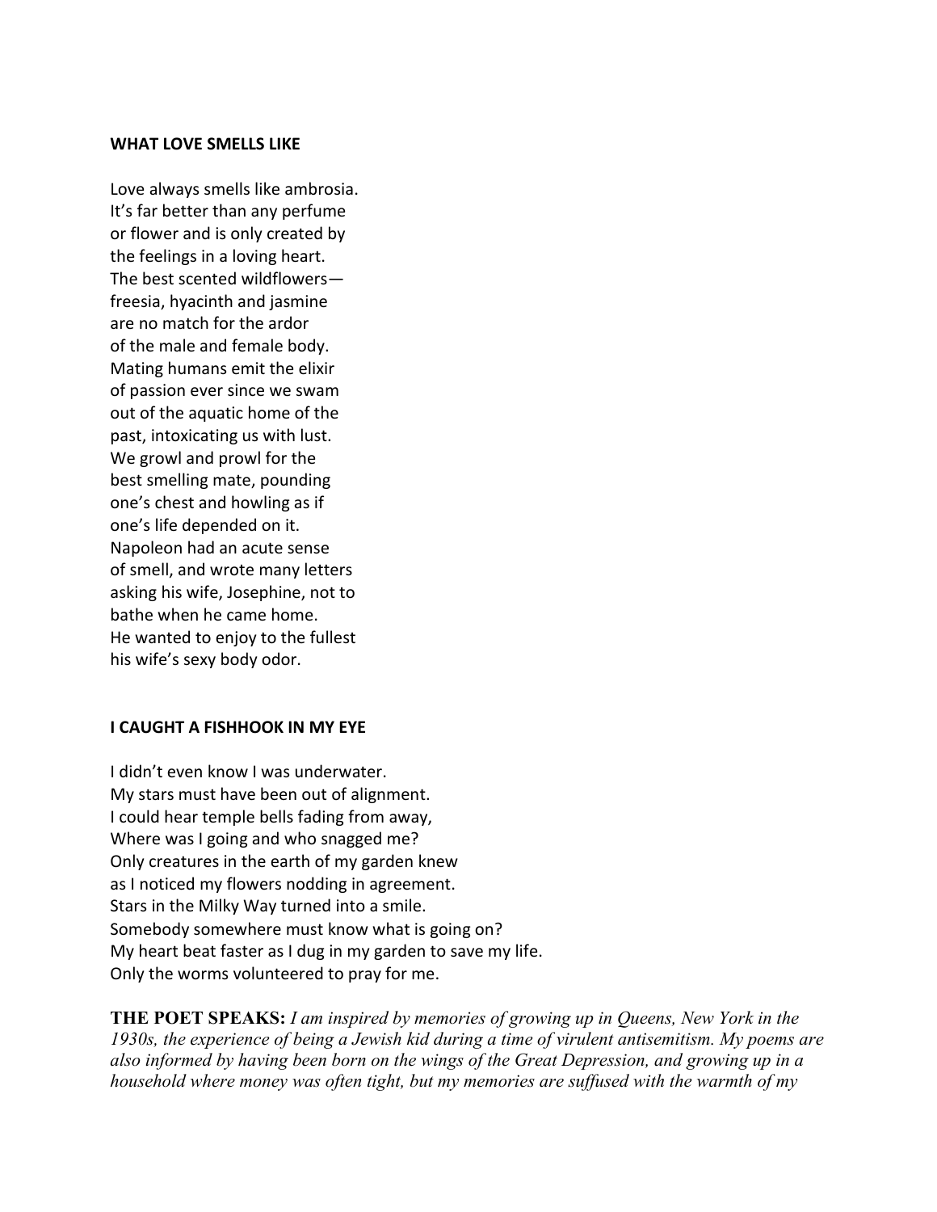**WHAT LOVE SMELLS LIKE**

Love always smells like ambrosia.  
It's far better than any perfume  
or flower and is only created by  
the feelings in a loving heart.  
The best scented wildflowers—  
freesia, hyacinth and jasmine  
are no match for the ardor  
of the male and female body.  
Mating humans emit the elixir  
of passion ever since we swam  
out of the aquatic home of the  
past, intoxicating us with lust.  
We growl and prowl for the  
best smelling mate, pounding  
one's chest and howling as if  
one's life depended on it.  
Napoleon had an acute sense  
of smell, and wrote many letters  
asking his wife, Josephine, not to  
bathe when he came home.  
He wanted to enjoy to the fullest  
his wife's sexy body odor.

**I CAUGHT A FISHHOOK IN MY EYE**

I didn't even know I was underwater.  
My stars must have been out of alignment.  
I could hear temple bells fading from away,  
Where was I going and who snagged me?  
Only creatures in the earth of my garden knew  
as I noticed my flowers nodding in agreement.  
Stars in the Milky Way turned into a smile.  
Somebody somewhere must know what is going on?  
My heart beat faster as I dug in my garden to save my life.  
Only the worms volunteered to pray for me.

**THE POET SPEAKS:** *I am inspired by memories of growing up in Queens, New York in the 1930s, the experience of being a Jewish kid during a time of virulent antisemitism. My poems are also informed by having been born on the wings of the Great Depression, and growing up in a household where money was often tight, but my memories are suffused with the warmth of my*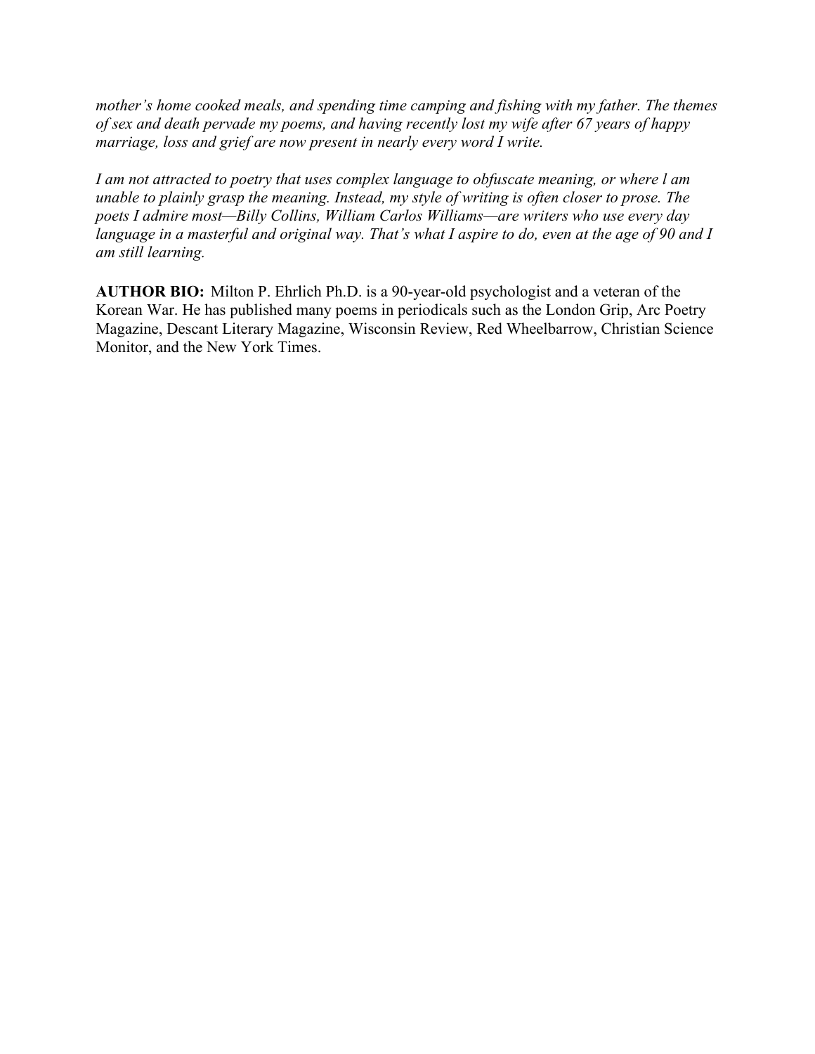*mother's home cooked meals, and spending time camping and fishing with my father. The themes of sex and death pervade my poems, and having recently lost my wife after 67 years of happy marriage, loss and grief are now present in nearly every word I write.*

*I am not attracted to poetry that uses complex language to obfuscate meaning, or where l am unable to plainly grasp the meaning. Instead, my style of writing is often closer to prose. The poets I admire most—Billy Collins, William Carlos Williams—are writers who use every day language in a masterful and original way. That's what I aspire to do, even at the age of 90 and I am still learning.*

**AUTHOR BIO:** Milton P. Ehrlich Ph.D. is a 90-year-old psychologist and a veteran of the Korean War. He has published many poems in periodicals such as the London Grip, Arc Poetry Magazine, Descant Literary Magazine, Wisconsin Review, Red Wheelbarrow, Christian Science Monitor, and the New York Times.